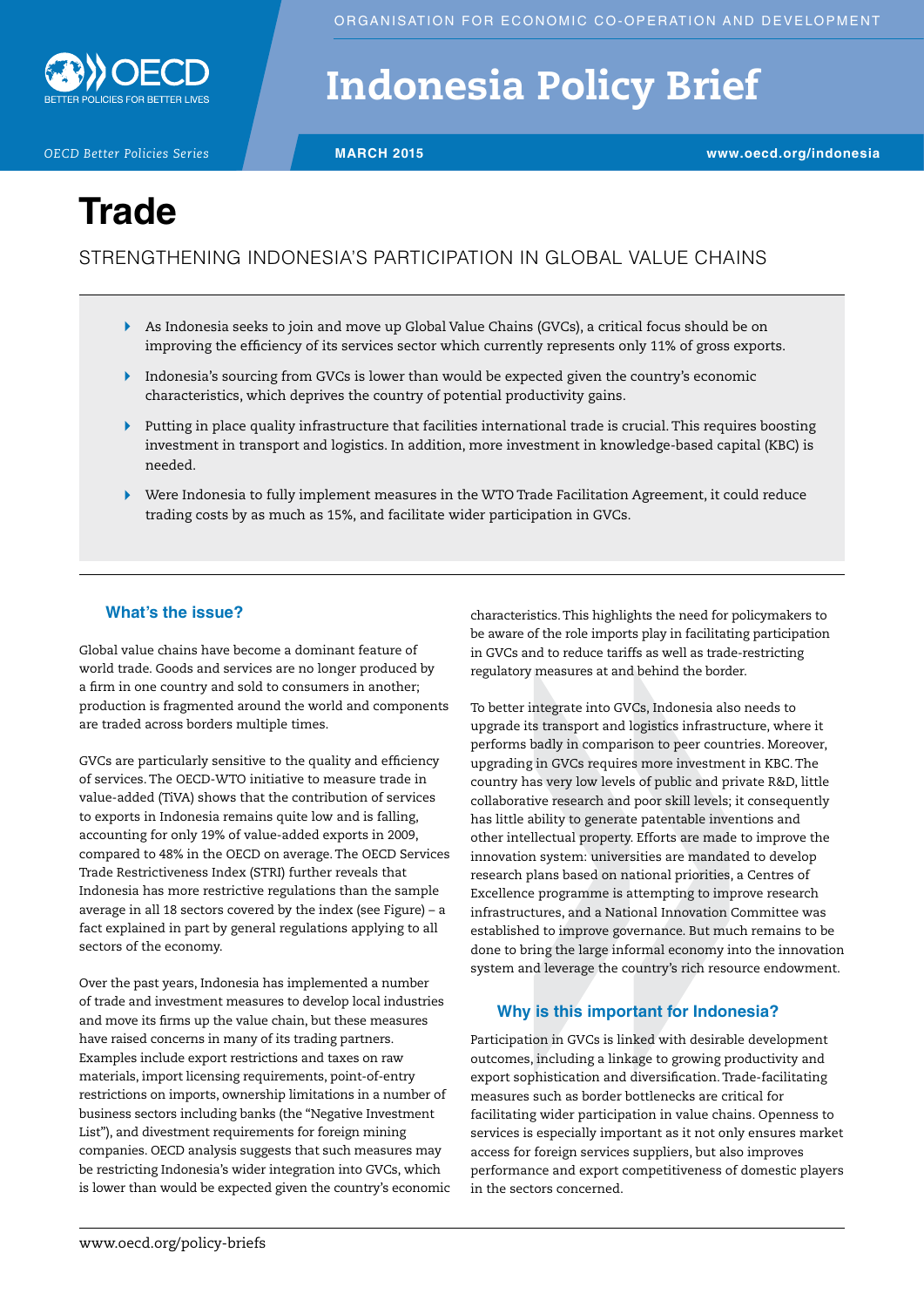# Indonesia Policy Brief

*OECD Better Policies Series*

**MARCH 2015**

www.oecd.org/indonesia

# Trade

## STRENGTHENING INDONESIA'S PARTICIPATION IN GLOBAL VALUE CHAINS

- As Indonesia seeks to join and move up Global Value Chains (GVCs), a critical focus should be on improving the efficiency of its services sector which currently represents only 11% of gross exports.
- Indonesia's sourcing from GVCs is lower than would be expected given the country's economic characteristics, which deprives the country of potential productivity gains.
- Putting in place quality infrastructure that facilities international trade is crucial. This requires boosting investment in transport and logistics. In addition, more investment in knowledge-based capital (KBC) is needed.
- Were Indonesia to fully implement measures in the WTO Trade Facilitation Agreement, it could reduce trading costs by as much as 15%, and facilitate wider participation in GVCs.

### What's the issue?

Global value chains have become a dominant feature of world trade. Goods and services are no longer produced by a firm in one country and sold to consumers in another; production is fragmented around the world and components are traded across borders multiple times.

GVCs are particularly sensitive to the quality and efficiency of services. The OECD-WTO initiative to measure trade in value-added (TiVA) shows that the contribution of services to exports in Indonesia remains quite low and is falling, accounting for only 19% of value-added exports in 2009, compared to 48% in the OECD on average. The OECD Services Trade Restrictiveness Index (STRI) further reveals that Indonesia has more restrictive regulations than the sample average in all 18 sectors covered by the index (see Figure) – a fact explained in part by general regulations applying to all sectors of the economy.

Over the past years, Indonesia has implemented a number of trade and investment measures to develop local industries and move its firms up the value chain, but these measures have raised concerns in many of its trading partners. Examples include export restrictions and taxes on raw materials, import licensing requirements, point-of-entry restrictions on imports, ownership limitations in a number of business sectors including banks (the "Negative Investment List"), and divestment requirements for foreign mining companies. OECD analysis suggests that such measures may be restricting Indonesia's wider integration into GVCs, which is lower than would be expected given the country's economic characteristics. This highlights the need for policymakers to be aware of the role imports play in facilitating participation in GVCs and to reduce tariffs as well as trade-restricting regulatory measures at and behind the border.

To better integrate into GVCs, Indonesia also needs to upgrade its transport and logistics infrastructure, where it performs badly in comparison to peer countries. Moreover, upgrading in GVCs requires more investment in KBC. The country has very low levels of public and private R&D, little collaborative research and poor skill levels; it consequently has little ability to generate patentable inventions and other intellectual property. Efforts are made to improve the innovation system: universities are mandated to develop research plans based on national priorities, a Centres of Excellence programme is attempting to improve research infrastructures, and a National Innovation Committee was established to improve governance. But much remains to be done to bring the large informal economy into the innovation system and leverage the country's rich resource endowment.

### Why is this important for Indonesia?

Participation in GVCs is linked with desirable development outcomes, including a linkage to growing productivity and export sophistication and diversification. Trade-facilitating measures such as border bottlenecks are critical for facilitating wider participation in value chains. Openness to services is especially important as it not only ensures market access for foreign services suppliers, but also improves performance and export competitiveness of domestic players in the sectors concerned.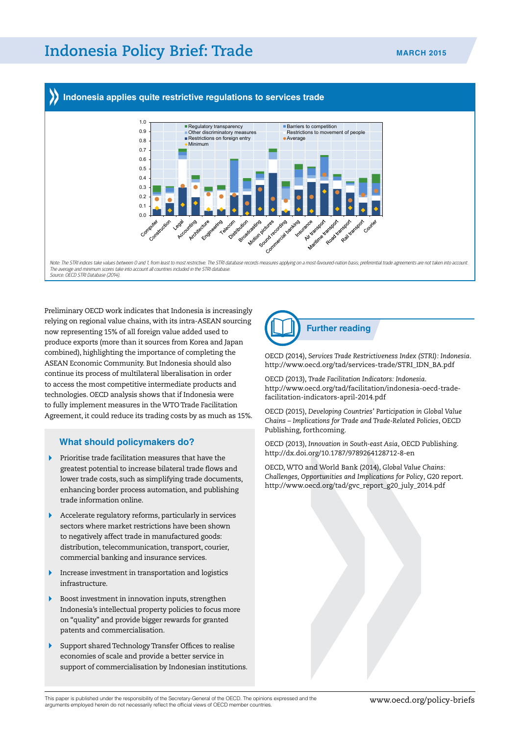## Indonesia applies quite restrictive regulations to services trade

1.0
0.9
0.8
0.7
0.6
0.5
0.4
0.3
0.2
0.1
0.0

Regulatory transparency
Other discriminatory measures
Restrictions on foreign entry
Minimum
Barriers to competition
Restrictions to movement of people
Average

Computer
Construction
Legal
Accounting
Architecture
Engineering
Telecom
Distribution
Broadcasting
Motion pictures
Sound recording
Commercial banking
Insurance
Air transport
Maritime transport
Road transport
Rail transport
Courier

*Note: The STRI indices take values between 0 and 1, from least to most restrictive. The STRI database records measures applying on a most-favoured-nation basis; preferential trade agreements are not taken into account. The average and minimum scores take into account all countries included in the STRI database.*
*Source: OECD STRI Database (2014).*

Preliminary OECD work indicates that Indonesia is increasingly relying on regional value chains, with its intra-ASEAN sourcing now representing 15% of all foreign value added used to produce exports (more than it sources from Korea and Japan combined), highlighting the importance of completing the ASEAN Economic Community. But Indonesia should also continue its process of multilateral liberalisation in order to access the most competitive intermediate products and technologies. OECD analysis shows that if Indonesia were to fully implement measures in the WTO Trade Facilitation Agreement, it could reduce its trading costs by as much as 15%.

### What should policymakers do?

- Prioritise trade facilitation measures that have the greatest potential to increase bilateral trade flows and lower trade costs, such as simplifying trade documents, enhancing border process automation, and publishing trade information online.
- Accelerate regulatory reforms, particularly in services sectors where market restrictions have been shown to negatively affect trade in manufactured goods: distribution, telecommunication, transport, courier, commercial banking and insurance services.
- Increase investment in transportation and logistics infrastructure.
- Boost investment in innovation inputs, strengthen Indonesia's intellectual property policies to focus more on "quality" and provide bigger rewards for granted patents and commercialisation.
- Support shared Technology Transfer Offices to realise economies of scale and provide a better service in support of commercialisation by Indonesian institutions.

### Further reading

OECD (2014), *Services Trade Restrictiveness Index (STRI): Indonesia*. http://www.oecd.org/tad/services-trade/STRI_IDN_BA.pdf

OECD (2013), *Trade Facilitation Indicators: Indonesia*. http://www.oecd.org/tad/facilitation/indonesia-oecd-trade-facilitation-indicators-april-2014.pdf

OECD (2015), *Developing Countries' Participation in Global Value Chains – Implications for Trade and Trade-Related Policies*, OECD Publishing, forthcoming.

OECD (2013), *Innovation in South-east Asia*, OECD Publishing. http://dx.doi.org/10.1787/9789264128712-8-en

OECD, WTO and World Bank (2014), *Global Value Chains: Challenges, Opportunities and Implications for Policy*, G20 report. http://www.oecd.org/tad/gvc_report_g20_july_2014.pdf

This paper is published under the responsibility of the Secretary-General of the OECD. The opinions expressed and the arguments employed herein do not necessarily reflect the official views of OECD member countries.

www.oecd.org/policy-briefs